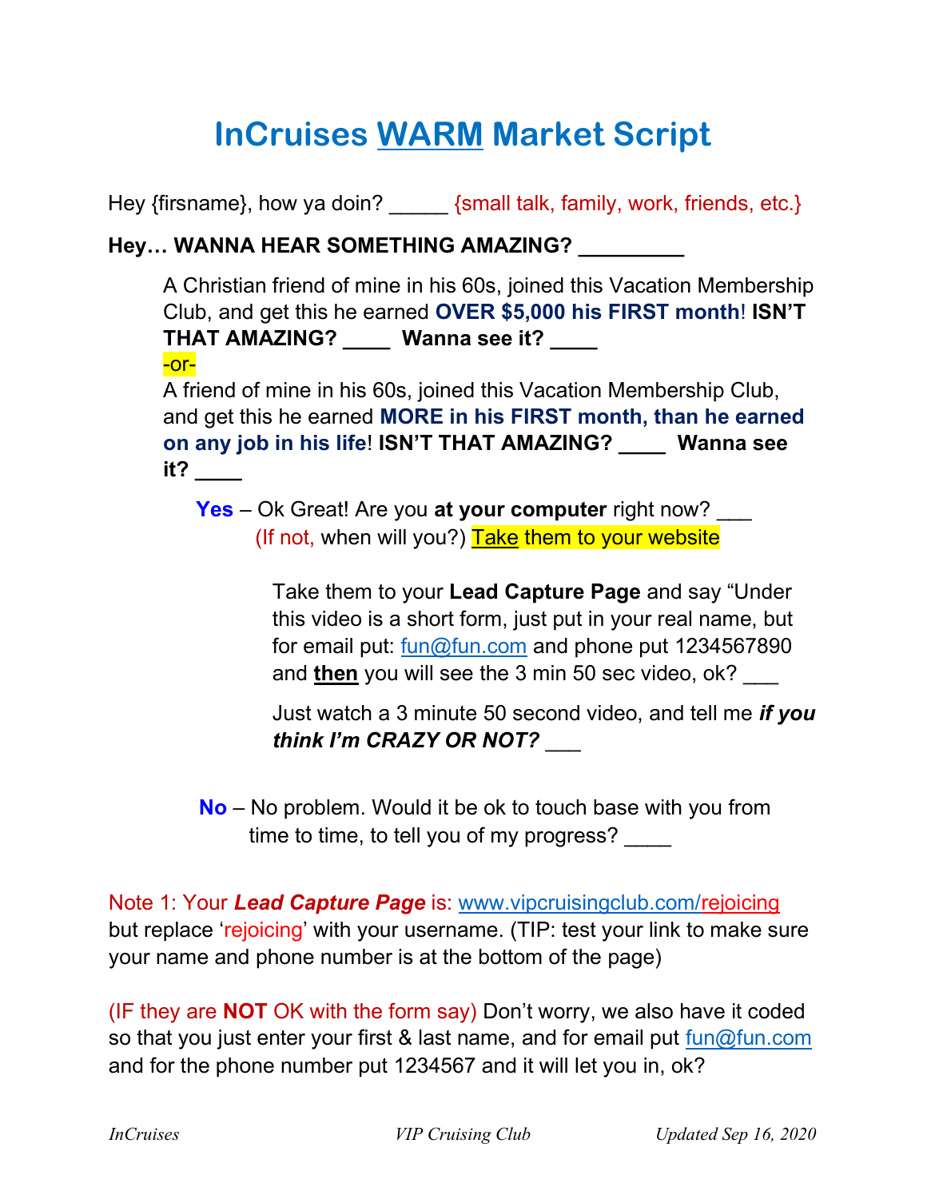# InCruises WARM Market Script

Hey {firsname}, how ya doin? _____ {small talk, family, work, friends, etc.}

**Hey… WANNA HEAR SOMETHING AMAZING? _________**

> A Christian friend of mine in his 60s, joined this Vacation Membership Club, and get this he earned **OVER $5,000 his FIRST month**! **ISN'T THAT AMAZING? ____ Wanna see it? ____**
>
> -or-
>
> A friend of mine in his 60s, joined this Vacation Membership Club, and get this he earned **MORE in his FIRST month, than he earned on any job in his life**! **ISN'T THAT AMAZING? ____ Wanna see it? ____**

**Yes** – Ok Great! Are you **at your computer** right now? ___
(If not, when will you?) Take them to your website

> Take them to your **Lead Capture Page** and say "Under this video is a short form, just put in your real name, but for email put: fun@fun.com and phone put 1234567890 and **then** you will see the 3 min 50 sec video, ok? ___
>
> Just watch a 3 minute 50 second video, and tell me ***if you think I'm CRAZY OR NOT?*** ___

**No** – No problem. Would it be ok to touch base with you from time to time, to tell you of my progress? ____

Note 1: Your ***Lead Capture Page*** is: www.vipcruisingclub.com/rejoicing but replace 'rejoicing' with your username. (TIP: test your link to make sure your name and phone number is at the bottom of the page)

(IF they are **NOT** OK with the form say) Don't worry, we also have it coded so that you just enter your first & last name, and for email put fun@fun.com and for the phone number put 1234567 and it will let you in, ok?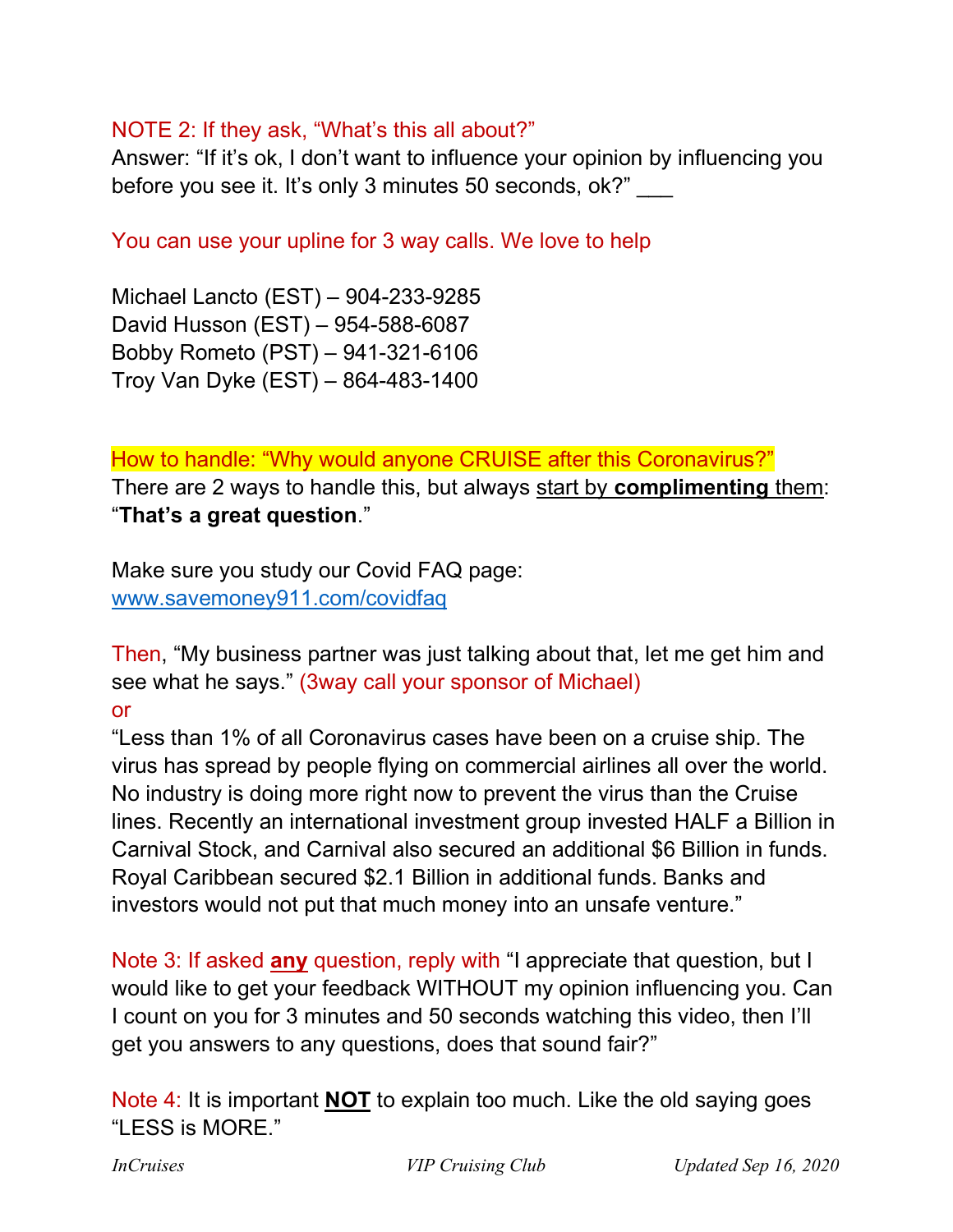NOTE 2: If they ask, "What's this all about?"
Answer: "If it's ok, I don't want to influence your opinion by influencing you before you see it. It's only 3 minutes 50 seconds, ok?" ___

You can use your upline for 3 way calls. We love to help

Michael Lancto (EST) – 904-233-9285
David Husson (EST) – 954-588-6087
Bobby Rometo (PST) – 941-321-6106
Troy Van Dyke (EST) – 864-483-1400

How to handle: "Why would anyone CRUISE after this Coronavirus?"
There are 2 ways to handle this, but always start by **complimenting** them: "**That's a great question**."

Make sure you study our Covid FAQ page:
www.savemoney911.com/covidfaq

Then, "My business partner was just talking about that, let me get him and see what he says." (3way call your sponsor of Michael)
or
"Less than 1% of all Coronavirus cases have been on a cruise ship. The virus has spread by people flying on commercial airlines all over the world. No industry is doing more right now to prevent the virus than the Cruise lines. Recently an international investment group invested HALF a Billion in Carnival Stock, and Carnival also secured an additional $6 Billion in funds. Royal Caribbean secured $2.1 Billion in additional funds. Banks and investors would not put that much money into an unsafe venture."

Note 3: If asked **any** question, reply with "I appreciate that question, but I would like to get your feedback WITHOUT my opinion influencing you. Can I count on you for 3 minutes and 50 seconds watching this video, then I'll get you answers to any questions, does that sound fair?"

Note 4: It is important **NOT** to explain too much. Like the old saying goes "LESS is MORE."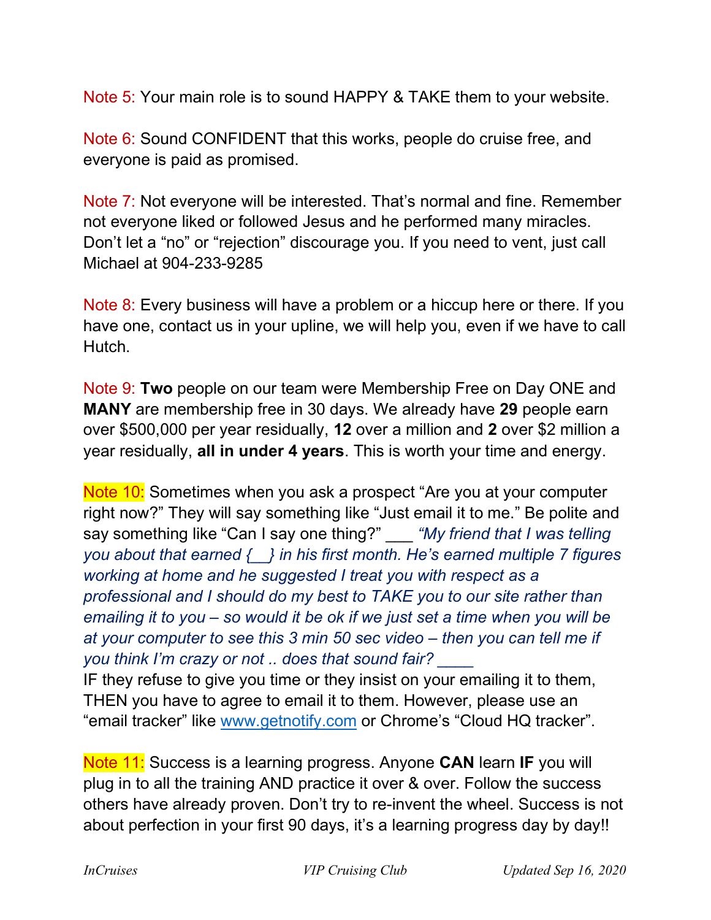Note 5: Your main role is to sound HAPPY & TAKE them to your website.

Note 6: Sound CONFIDENT that this works, people do cruise free, and everyone is paid as promised.

Note 7: Not everyone will be interested. That's normal and fine. Remember not everyone liked or followed Jesus and he performed many miracles. Don't let a "no" or "rejection" discourage you. If you need to vent, just call Michael at 904-233-9285

Note 8: Every business will have a problem or a hiccup here or there. If you have one, contact us in your upline, we will help you, even if we have to call Hutch.

Note 9: **Two** people on our team were Membership Free on Day ONE and **MANY** are membership free in 30 days. We already have **29** people earn over $500,000 per year residually, **12** over a million and **2** over $2 million a year residually, **all in under 4 years**. This is worth your time and energy.

Note 10: Sometimes when you ask a prospect "Are you at your computer right now?" They will say something like "Just email it to me." Be polite and say something like "Can I say one thing?" ___ *"My friend that I was telling you about that earned {__} in his first month. He's earned multiple 7 figures working at home and he suggested I treat you with respect as a professional and I should do my best to TAKE you to our site rather than emailing it to you – so would it be ok if we just set a time when you will be at your computer to see this 3 min 50 sec video – then you can tell me if you think I'm crazy or not .. does that sound fair?* ____
IF they refuse to give you time or they insist on your emailing it to them, THEN you have to agree to email it to them. However, please use an "email tracker" like www.getnotify.com or Chrome's "Cloud HQ tracker".

Note 11: Success is a learning progress. Anyone **CAN** learn **IF** you will plug in to all the training AND practice it over & over. Follow the success others have already proven. Don't try to re-invent the wheel. Success is not about perfection in your first 90 days, it's a learning progress day by day!!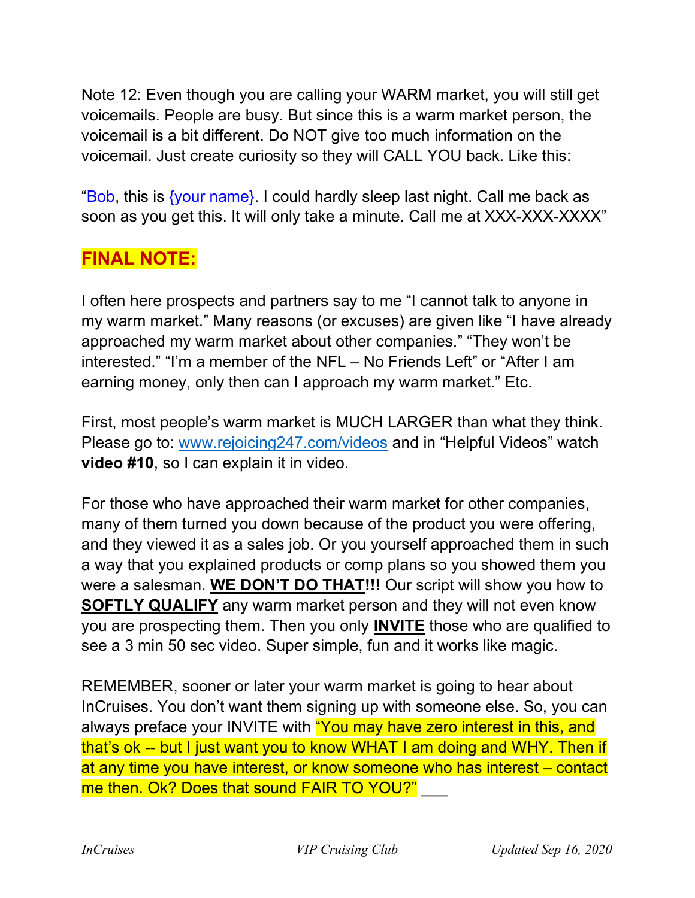Note 12: Even though you are calling your WARM market, you will still get voicemails. People are busy. But since this is a warm market person, the voicemail is a bit different. Do NOT give too much information on the voicemail. Just create curiosity so they will CALL YOU back. Like this:

"Bob, this is {your name}. I could hardly sleep last night. Call me back as soon as you get this. It will only take a minute. Call me at XXX-XXX-XXXX"

## FINAL NOTE:

I often here prospects and partners say to me "I cannot talk to anyone in my warm market." Many reasons (or excuses) are given like "I have already approached my warm market about other companies." "They won't be interested." "I'm a member of the NFL – No Friends Left" or "After I am earning money, only then can I approach my warm market." Etc.

First, most people's warm market is MUCH LARGER than what they think. Please go to: [www.rejoicing247.com/videos](www.rejoicing247.com/videos) and in "Helpful Videos" watch **video #10**, so I can explain it in video.

For those who have approached their warm market for other companies, many of them turned you down because of the product you were offering, and they viewed it as a sales job. Or you yourself approached them in such a way that you explained products or comp plans so you showed them you were a salesman. **WE DON'T DO THAT!!!** Our script will show you how to **SOFTLY QUALIFY** any warm market person and they will not even know you are prospecting them. Then you only **INVITE** those who are qualified to see a 3 min 50 sec video. Super simple, fun and it works like magic.

REMEMBER, sooner or later your warm market is going to hear about InCruises. You don't want them signing up with someone else. So, you can always preface your INVITE with "You may have zero interest in this, and that's ok -- but I just want you to know WHAT I am doing and WHY. Then if at any time you have interest, or know someone who has interest – contact me then. Ok? Does that sound FAIR TO YOU?" ___